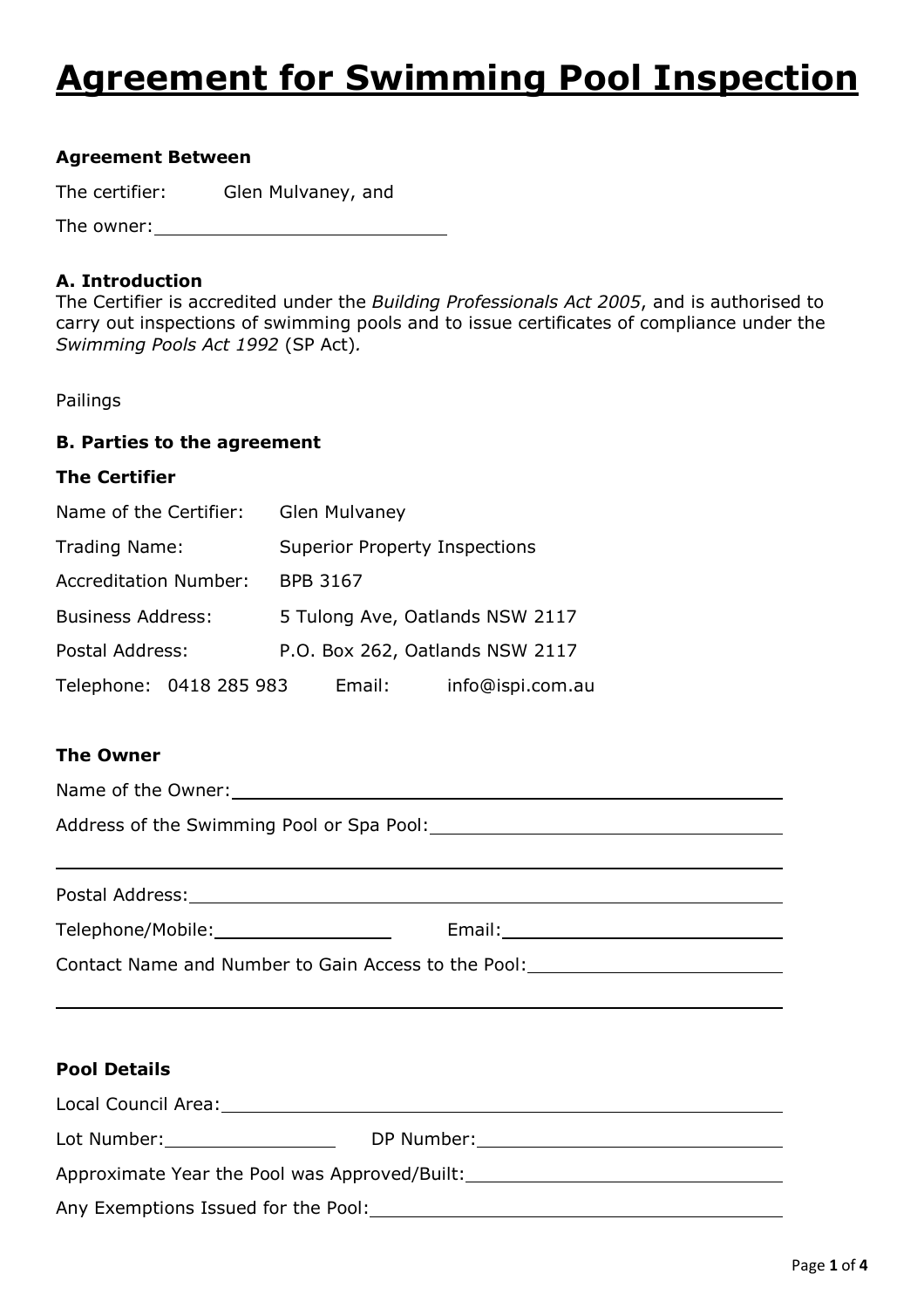# Agreement for Swimming Pool Inspection

**Agreement Between**

The certifier: Glen Mulvaney, and

The owner: ____________________________

**A. Introduction**

The Certifier is accredited under the *Building Professionals Act 2005*, and is authorised to carry out inspections of swimming pools and to issue certificates of compliance under the *Swimming Pools Act 1992* (SP Act).

Pailings

**B. Parties to the agreement**

**The Certifier**

| | |
|---|---|
| Name of the Certifier: | Glen Mulvaney |
| Trading Name: | Superior Property Inspections |
| Accreditation Number: | BPB 3167 |
| Business Address: | 5 Tulong Ave, Oatlands NSW 2117 |
| Postal Address: | P.O. Box 262, Oatlands NSW 2117 |

Telephone: 0418 285 983 Email: info@ispi.com.au

**The Owner**

Name of the Owner: ____________________________

Address of the Swimming Pool or Spa Pool: ____________________________

____________________________

Postal Address: ____________________________

Telephone/Mobile: ________________ Email: ____________________________

Contact Name and Number to Gain Access to the Pool: ____________________________

____________________________

**Pool Details**

Local Council Area: ____________________________

Lot Number: ________________ DP Number: ____________________________

Approximate Year the Pool was Approved/Built: ____________________________

Any Exemptions Issued for the Pool: ____________________________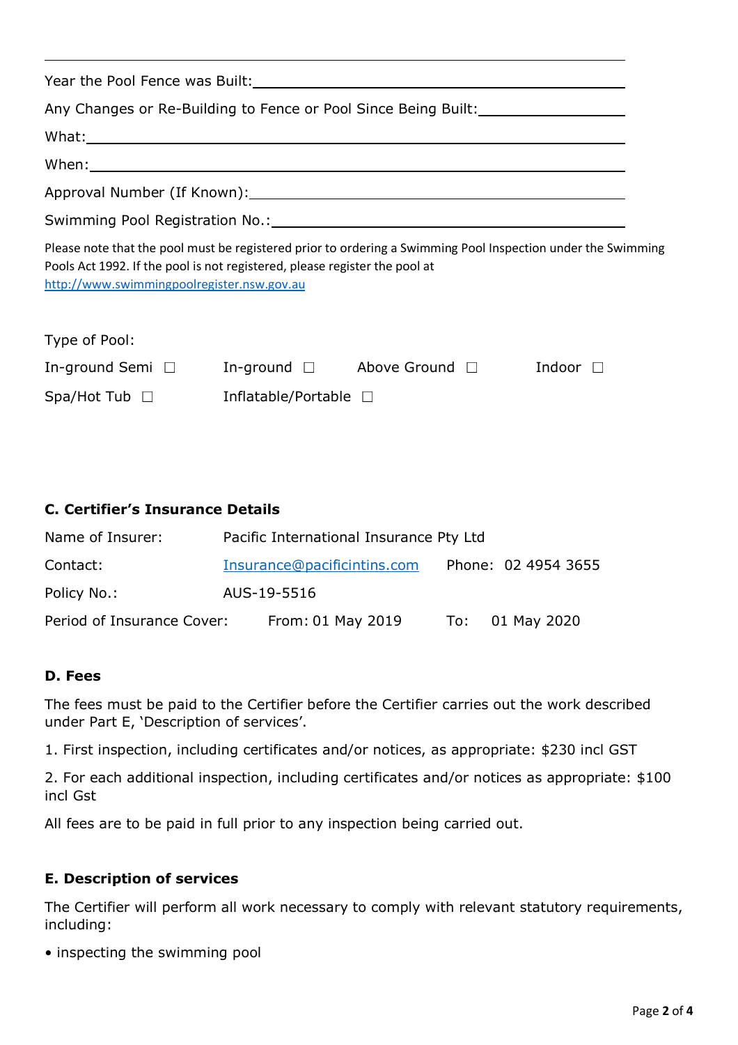---

Year the Pool Fence was Built: ______________________________

Any Changes or Re-Building to Fence or Pool Since Being Built: ______________

What: ______________________________

When: ______________________________

Approval Number (If Known): ______________________________

Swimming Pool Registration No.: ______________________________

Please note that the pool must be registered prior to ordering a Swimming Pool Inspection under the Swimming Pools Act 1992. If the pool is not registered, please register the pool at [http://www.swimmingpoolregister.nsw.gov.au](http://www.swimmingpoolregister.nsw.gov.au)

Type of Pool:

In-ground Semi ☐ In-ground ☐ Above Ground ☐ Indoor ☐

Spa/Hot Tub ☐ Inflatable/Portable ☐

### C. Certifier's Insurance Details

| | | | |
|---|---|---|---|
| Name of Insurer: | Pacific International Insurance Pty Ltd | | |
| Contact: | [Insurance@pacificintins.com](mailto:Insurance@pacificintins.com) | Phone: | 02 4954 3655 |
| Policy No.: | AUS-19-5516 | | |
| Period of Insurance Cover: | From: 01 May 2019 | To: | 01 May 2020 |

### D. Fees

The fees must be paid to the Certifier before the Certifier carries out the work described under Part E, 'Description of services'.

1. First inspection, including certificates and/or notices, as appropriate: $230 incl GST

2. For each additional inspection, including certificates and/or notices as appropriate: $100 incl Gst

All fees are to be paid in full prior to any inspection being carried out.

### E. Description of services

The Certifier will perform all work necessary to comply with relevant statutory requirements, including:

- inspecting the swimming pool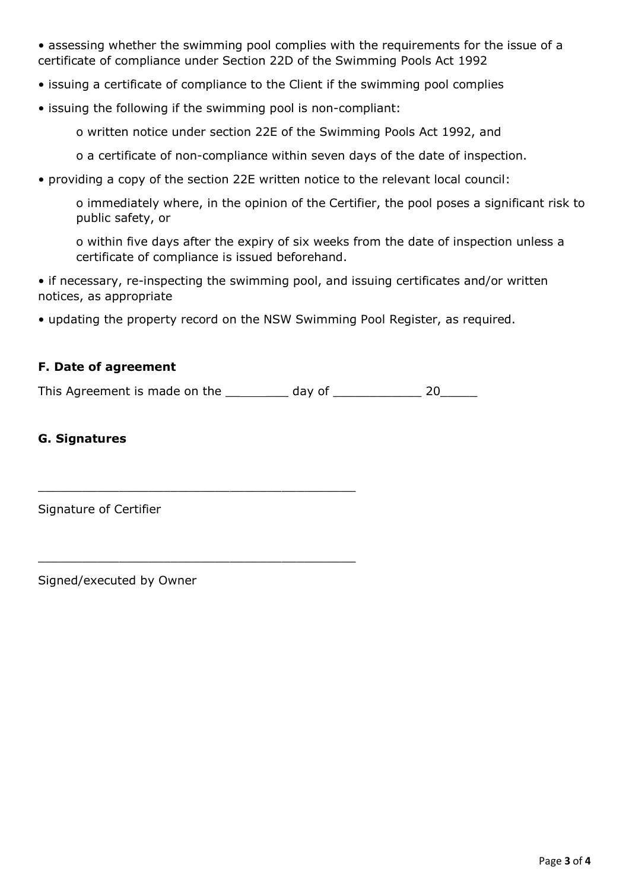- assessing whether the swimming pool complies with the requirements for the issue of a certificate of compliance under Section 22D of the Swimming Pools Act 1992
- issuing a certificate of compliance to the Client if the swimming pool complies
- issuing the following if the swimming pool is non-compliant:
    - written notice under section 22E of the Swimming Pools Act 1992, and
    - a certificate of non-compliance within seven days of the date of inspection.
- providing a copy of the section 22E written notice to the relevant local council:
    - immediately where, in the opinion of the Certifier, the pool poses a significant risk to public safety, or
    - within five days after the expiry of six weeks from the date of inspection unless a certificate of compliance is issued beforehand.
- if necessary, re-inspecting the swimming pool, and issuing certificates and/or written notices, as appropriate
- updating the property record on the NSW Swimming Pool Register, as required.

**F. Date of agreement**

This Agreement is made on the ________ day of ____________ 20_____

**G. Signatures**

___________________________________________

Signature of Certifier

___________________________________________

Signed/executed by Owner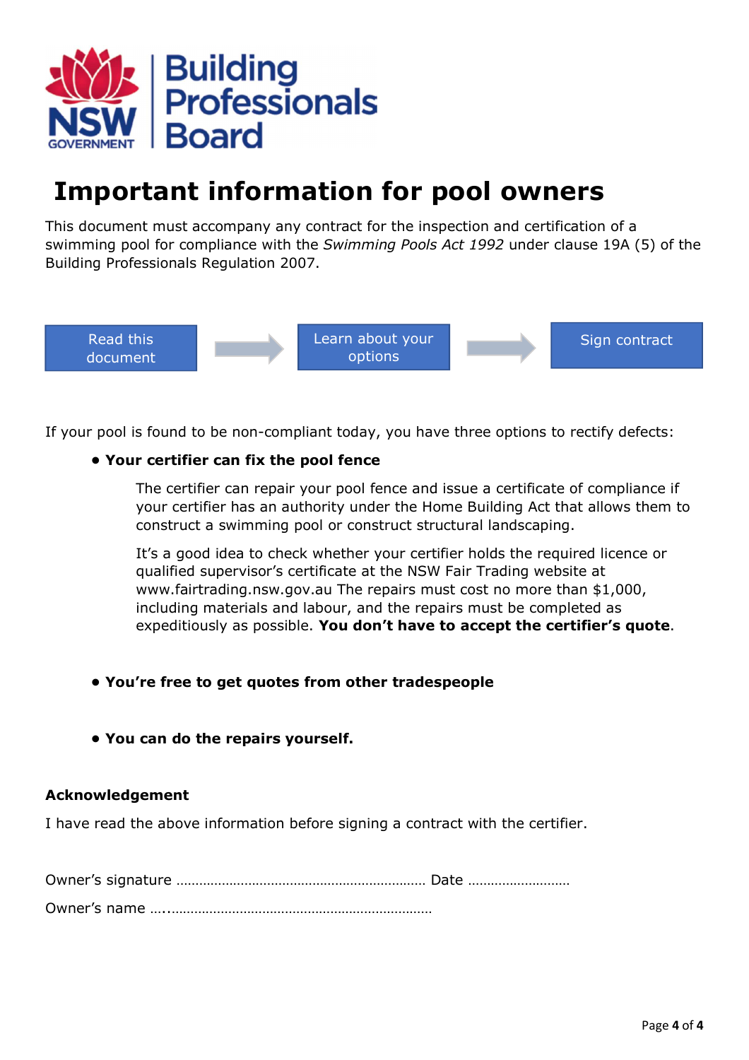# Important information for pool owners

This document must accompany any contract for the inspection and certification of a swimming pool for compliance with the *Swimming Pools Act 1992* under clause 19A (5) of the Building Professionals Regulation 2007.

Read this document → Learn about your options → Sign contract

If your pool is found to be non-compliant today, you have three options to rectify defects:

- **Your certifier can fix the pool fence**

  The certifier can repair your pool fence and issue a certificate of compliance if your certifier has an authority under the Home Building Act that allows them to construct a swimming pool or construct structural landscaping.

  It's a good idea to check whether your certifier holds the required licence or qualified supervisor's certificate at the NSW Fair Trading website at www.fairtrading.nsw.gov.au The repairs must cost no more than $1,000, including materials and labour, and the repairs must be completed as expeditiously as possible. **You don't have to accept the certifier's quote**.

- **You're free to get quotes from other tradespeople**

- **You can do the repairs yourself.**

**Acknowledgement**

I have read the above information before signing a contract with the certifier.

Owner's signature ………………………………………………………… Date ………………………

Owner's name …..……………………………………………………………